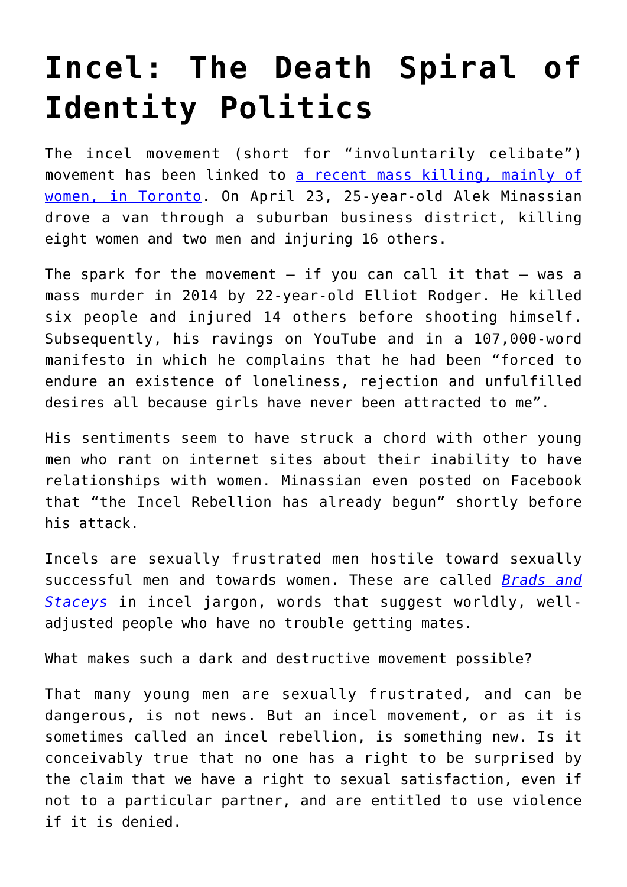# Incel: The Death Spiral of Identity Politics

The incel movement (short for "involuntarily celibate") movement has been linked to a recent mass killing, mainly of women, in Toronto. On April 23, 25-year-old Alek Minassian drove a van through a suburban business district, killing eight women and two men and injuring 16 others.

The spark for the movement – if you can call it that – was a mass murder in 2014 by 22-year-old Elliot Rodger. He killed six people and injured 14 others before shooting himself. Subsequently, his ravings on YouTube and in a 107,000-word manifesto in which he complains that he had been "forced to endure an existence of loneliness, rejection and unfulfilled desires all because girls have never been attracted to me".

His sentiments seem to have struck a chord with other young men who rant on internet sites about their inability to have relationships with women. Minassian even posted on Facebook that "the Incel Rebellion has already begun" shortly before his attack.

Incels are sexually frustrated men hostile toward sexually successful men and towards women. These are called *Brads and Staceys* in incel jargon, words that suggest worldly, well-adjusted people who have no trouble getting mates.

What makes such a dark and destructive movement possible?

That many young men are sexually frustrated, and can be dangerous, is not news. But an incel movement, or as it is sometimes called an incel rebellion, is something new. Is it conceivably true that no one has a right to be surprised by the claim that we have a right to sexual satisfaction, even if not to a particular partner, and are entitled to use violence if it is denied.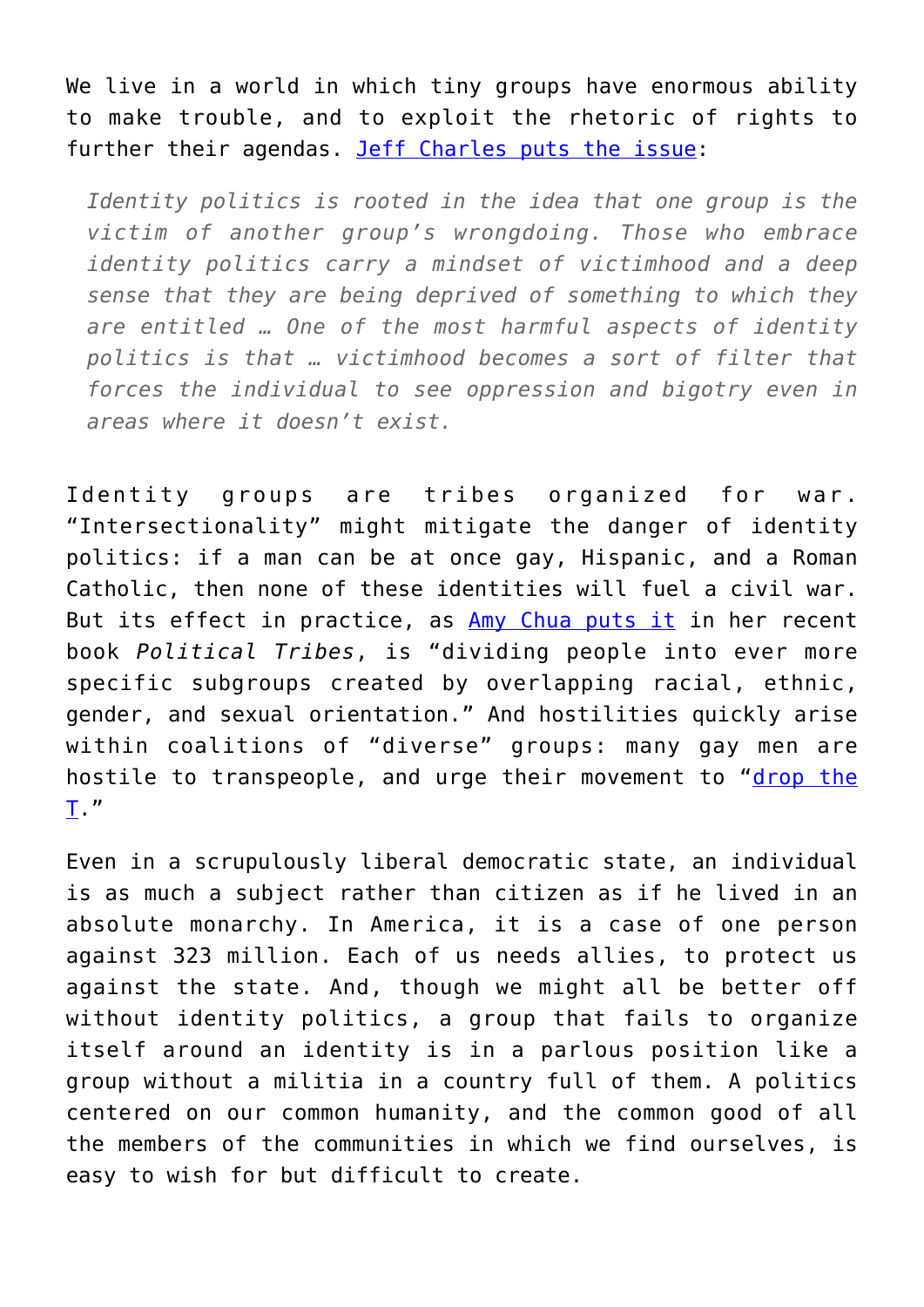We live in a world in which tiny groups have enormous ability to make trouble, and to exploit the rhetoric of rights to further their agendas. Jeff Charles puts the issue:

> *Identity politics is rooted in the idea that one group is the victim of another group's wrongdoing. Those who embrace identity politics carry a mindset of victimhood and a deep sense that they are being deprived of something to which they are entitled … One of the most harmful aspects of identity politics is that … victimhood becomes a sort of filter that forces the individual to see oppression and bigotry even in areas where it doesn't exist.*

Identity groups are tribes organized for war. "Intersectionality" might mitigate the danger of identity politics: if a man can be at once gay, Hispanic, and a Roman Catholic, then none of these identities will fuel a civil war. But its effect in practice, as Amy Chua puts it in her recent book *Political Tribes*, is "dividing people into ever more specific subgroups created by overlapping racial, ethnic, gender, and sexual orientation." And hostilities quickly arise within coalitions of "diverse" groups: many gay men are hostile to transpeople, and urge their movement to "drop the T."

Even in a scrupulously liberal democratic state, an individual is as much a subject rather than citizen as if he lived in an absolute monarchy. In America, it is a case of one person against 323 million. Each of us needs allies, to protect us against the state. And, though we might all be better off without identity politics, a group that fails to organize itself around an identity is in a parlous position like a group without a militia in a country full of them. A politics centered on our common humanity, and the common good of all the members of the communities in which we find ourselves, is easy to wish for but difficult to create.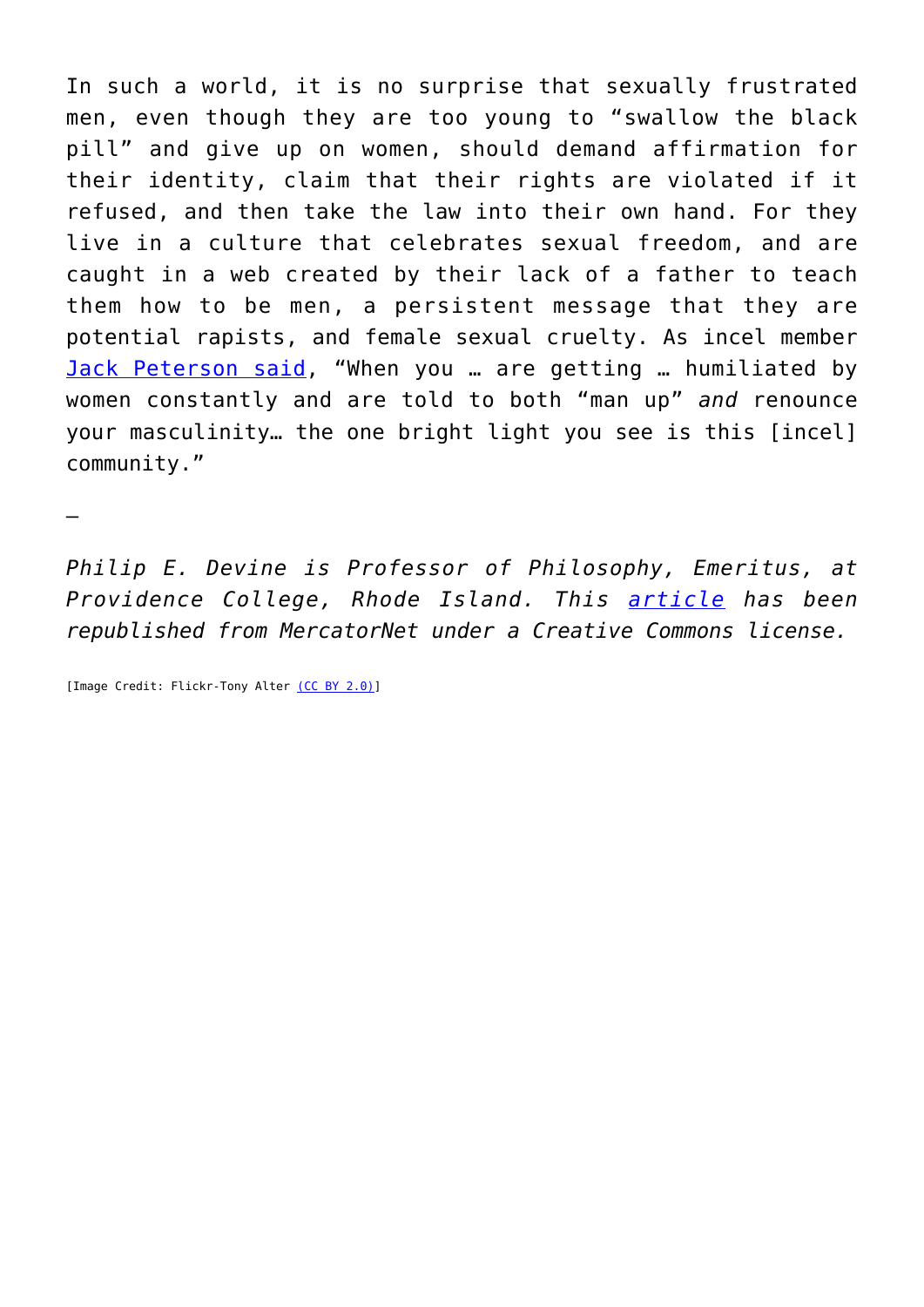In such a world, it is no surprise that sexually frustrated men, even though they are too young to "swallow the black pill" and give up on women, should demand affirmation for their identity, claim that their rights are violated if it refused, and then take the law into their own hand. For they live in a culture that celebrates sexual freedom, and are caught in a web created by their lack of a father to teach them how to be men, a persistent message that they are potential rapists, and female sexual cruelty. As incel member Jack Peterson said, "When you … are getting … humiliated by women constantly and are told to both "man up" *and* renounce your masculinity… the one bright light you see is this [incel] community."

—

*Philip E. Devine is Professor of Philosophy, Emeritus, at Providence College, Rhode Island. This article has been republished from MercatorNet under a Creative Commons license.*

[Image Credit: Flickr-Tony Alter (CC BY 2.0)]